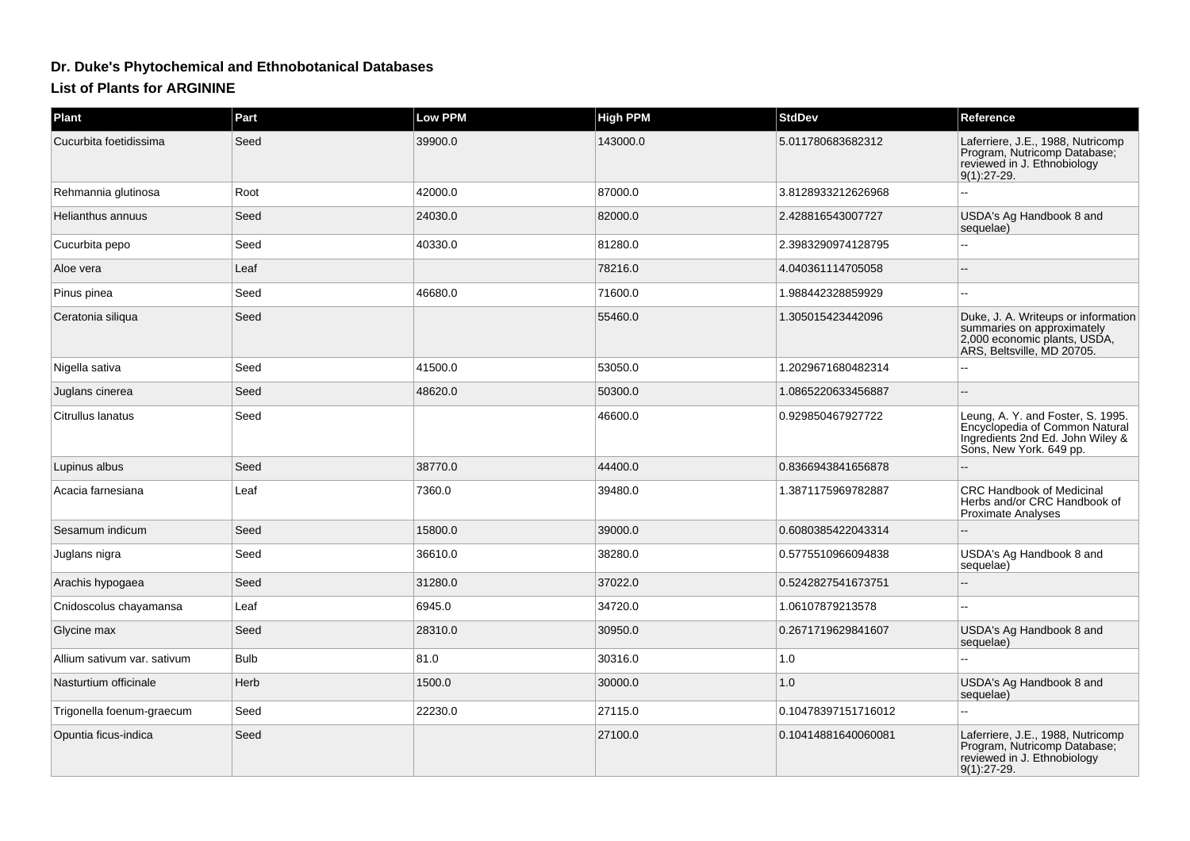# Dr. Duke's Phytochemical and Ethnobotanical Databases

## List of Plants for ARGININE

| Plant | Part | Low PPM | High PPM | StdDev | Reference |
|---|---|---|---|---|---|
| Cucurbita foetidissima | Seed | 39900.0 | 143000.0 | 5.011780683682312 | Laferriere, J.E., 1988, Nutricomp Program, Nutricomp Database; reviewed in J. Ethnobiology 9(1):27-29. |
| Rehmannia glutinosa | Root | 42000.0 | 87000.0 | 3.8128933212626968 | -- |
| Helianthus annuus | Seed | 24030.0 | 82000.0 | 2.428816543007727 | USDA's Ag Handbook 8 and sequelae) |
| Cucurbita pepo | Seed | 40330.0 | 81280.0 | 2.3983290974128795 | -- |
| Aloe vera | Leaf | | 78216.0 | 4.040361114705058 | -- |
| Pinus pinea | Seed | 46680.0 | 71600.0 | 1.988442328859929 | -- |
| Ceratonia siliqua | Seed | | 55460.0 | 1.305015423442096 | Duke, J. A. Writeups or information summaries on approximately 2,000 economic plants, USDA, ARS, Beltsville, MD 20705. |
| Nigella sativa | Seed | 41500.0 | 53050.0 | 1.2029671680482314 | -- |
| Juglans cinerea | Seed | 48620.0 | 50300.0 | 1.0865220633456887 | -- |
| Citrullus lanatus | Seed | | 46600.0 | 0.929850467927722 | Leung, A. Y. and Foster, S. 1995. Encyclopedia of Common Natural Ingredients 2nd Ed. John Wiley & Sons, New York. 649 pp. |
| Lupinus albus | Seed | 38770.0 | 44400.0 | 0.8366943841656878 | -- |
| Acacia farnesiana | Leaf | 7360.0 | 39480.0 | 1.3871175969782887 | CRC Handbook of Medicinal Herbs and/or CRC Handbook of Proximate Analyses |
| Sesamum indicum | Seed | 15800.0 | 39000.0 | 0.6080385422043314 | -- |
| Juglans nigra | Seed | 36610.0 | 38280.0 | 0.5775510966094838 | USDA's Ag Handbook 8 and sequelae) |
| Arachis hypogaea | Seed | 31280.0 | 37022.0 | 0.5242827541673751 | -- |
| Cnidoscolus chayamansa | Leaf | 6945.0 | 34720.0 | 1.06107879213578 | -- |
| Glycine max | Seed | 28310.0 | 30950.0 | 0.2671719629841607 | USDA's Ag Handbook 8 and sequelae) |
| Allium sativum var. sativum | Bulb | 81.0 | 30316.0 | 1.0 | -- |
| Nasturtium officinale | Herb | 1500.0 | 30000.0 | 1.0 | USDA's Ag Handbook 8 and sequelae) |
| Trigonella foenum-graecum | Seed | 22230.0 | 27115.0 | 0.10478397151716012 | -- |
| Opuntia ficus-indica | Seed | | 27100.0 | 0.10414881640060081 | Laferriere, J.E., 1988, Nutricomp Program, Nutricomp Database; reviewed in J. Ethnobiology 9(1):27-29. |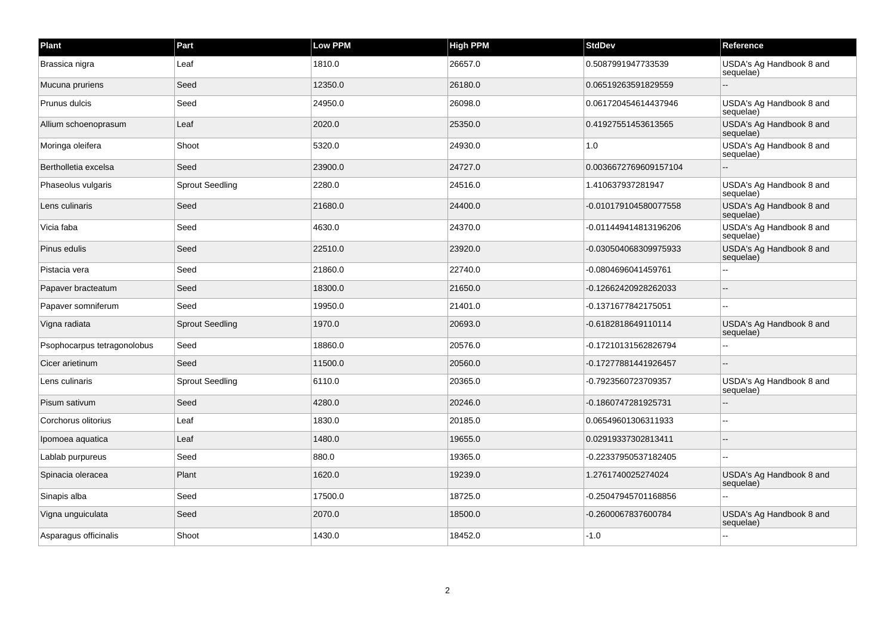| Plant | Part | Low PPM | High PPM | StdDev | Reference |
| --- | --- | --- | --- | --- | --- |
| Brassica nigra | Leaf | 1810.0 | 26657.0 | 0.5087991947733539 | USDA's Ag Handbook 8 and sequelae) |
| Mucuna pruriens | Seed | 12350.0 | 26180.0 | 0.06519263591829559 | -- |
| Prunus dulcis | Seed | 24950.0 | 26098.0 | 0.061720454614437946 | USDA's Ag Handbook 8 and sequelae) |
| Allium schoenoprasum | Leaf | 2020.0 | 25350.0 | 0.41927551453613565 | USDA's Ag Handbook 8 and sequelae) |
| Moringa oleifera | Shoot | 5320.0 | 24930.0 | 1.0 | USDA's Ag Handbook 8 and sequelae) |
| Bertholletia excelsa | Seed | 23900.0 | 24727.0 | 0.0036672769609157104 | -- |
| Phaseolus vulgaris | Sprout Seedling | 2280.0 | 24516.0 | 1.410637937281947 | USDA's Ag Handbook 8 and sequelae) |
| Lens culinaris | Seed | 21680.0 | 24400.0 | -0.010179104580077558 | USDA's Ag Handbook 8 and sequelae) |
| Vicia faba | Seed | 4630.0 | 24370.0 | -0.011449414813196206 | USDA's Ag Handbook 8 and sequelae) |
| Pinus edulis | Seed | 22510.0 | 23920.0 | -0.030504068309975933 | USDA's Ag Handbook 8 and sequelae) |
| Pistacia vera | Seed | 21860.0 | 22740.0 | -0.0804696041459761 | -- |
| Papaver bracteatum | Seed | 18300.0 | 21650.0 | -0.12662420928262033 | -- |
| Papaver somniferum | Seed | 19950.0 | 21401.0 | -0.1371677842175051 | -- |
| Vigna radiata | Sprout Seedling | 1970.0 | 20693.0 | -0.6182818649110114 | USDA's Ag Handbook 8 and sequelae) |
| Psophocarpus tetragonolobus | Seed | 18860.0 | 20576.0 | -0.17210131562826794 | -- |
| Cicer arietinum | Seed | 11500.0 | 20560.0 | -0.17277881441926457 | -- |
| Lens culinaris | Sprout Seedling | 6110.0 | 20365.0 | -0.7923560723709357 | USDA's Ag Handbook 8 and sequelae) |
| Pisum sativum | Seed | 4280.0 | 20246.0 | -0.1860747281925731 | -- |
| Corchorus olitorius | Leaf | 1830.0 | 20185.0 | 0.06549601306311933 | -- |
| Ipomoea aquatica | Leaf | 1480.0 | 19655.0 | 0.02919337302813411 | -- |
| Lablab purpureus | Seed | 880.0 | 19365.0 | -0.22337950537182405 | -- |
| Spinacia oleracea | Plant | 1620.0 | 19239.0 | 1.2761740025274024 | USDA's Ag Handbook 8 and sequelae) |
| Sinapis alba | Seed | 17500.0 | 18725.0 | -0.25047945701168856 | -- |
| Vigna unguiculata | Seed | 2070.0 | 18500.0 | -0.2600067837600784 | USDA's Ag Handbook 8 and sequelae) |
| Asparagus officinalis | Shoot | 1430.0 | 18452.0 | -1.0 | -- |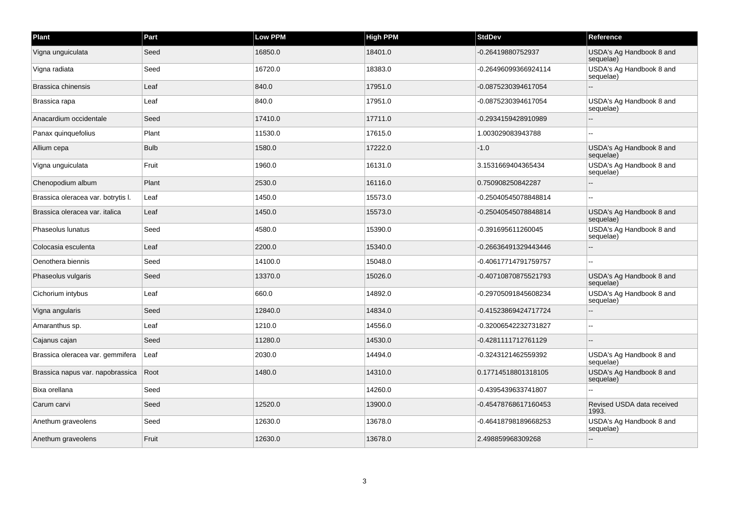| Plant | Part | Low PPM | High PPM | StdDev | Reference |
|---|---|---|---|---|---|
| Vigna unguiculata | Seed | 16850.0 | 18401.0 | -0.26419880752937 | USDA's Ag Handbook 8 and sequelae) |
| Vigna radiata | Seed | 16720.0 | 18383.0 | -0.26496099366924114 | USDA's Ag Handbook 8 and sequelae) |
| Brassica chinensis | Leaf | 840.0 | 17951.0 | -0.0875230394617054 | -- |
| Brassica rapa | Leaf | 840.0 | 17951.0 | -0.0875230394617054 | USDA's Ag Handbook 8 and sequelae) |
| Anacardium occidentale | Seed | 17410.0 | 17711.0 | -0.2934159428910989 | -- |
| Panax quinquefolius | Plant | 11530.0 | 17615.0 | 1.003029083943788 | -- |
| Allium cepa | Bulb | 1580.0 | 17222.0 | -1.0 | USDA's Ag Handbook 8 and sequelae) |
| Vigna unguiculata | Fruit | 1960.0 | 16131.0 | 3.1531669404365434 | USDA's Ag Handbook 8 and sequelae) |
| Chenopodium album | Plant | 2530.0 | 16116.0 | 0.750908250842287 | -- |
| Brassica oleracea var. botrytis l. | Leaf | 1450.0 | 15573.0 | -0.25040545078848814 | -- |
| Brassica oleracea var. italica | Leaf | 1450.0 | 15573.0 | -0.25040545078848814 | USDA's Ag Handbook 8 and sequelae) |
| Phaseolus lunatus | Seed | 4580.0 | 15390.0 | -0.391695611260045 | USDA's Ag Handbook 8 and sequelae) |
| Colocasia esculenta | Leaf | 2200.0 | 15340.0 | -0.26636491329443446 | -- |
| Oenothera biennis | Seed | 14100.0 | 15048.0 | -0.40617714791759757 | -- |
| Phaseolus vulgaris | Seed | 13370.0 | 15026.0 | -0.40710870875521793 | USDA's Ag Handbook 8 and sequelae) |
| Cichorium intybus | Leaf | 660.0 | 14892.0 | -0.29705091845608234 | USDA's Ag Handbook 8 and sequelae) |
| Vigna angularis | Seed | 12840.0 | 14834.0 | -0.41523869424717724 | -- |
| Amaranthus sp. | Leaf | 1210.0 | 14556.0 | -0.32006542232731827 | -- |
| Cajanus cajan | Seed | 11280.0 | 14530.0 | -0.4281111712761129 | -- |
| Brassica oleracea var. gemmifera | Leaf | 2030.0 | 14494.0 | -0.3243121462559392 | USDA's Ag Handbook 8 and sequelae) |
| Brassica napus var. napobrassica | Root | 1480.0 | 14310.0 | 0.17714518801318105 | USDA's Ag Handbook 8 and sequelae) |
| Bixa orellana | Seed | | 14260.0 | -0.4395439633741807 | -- |
| Carum carvi | Seed | 12520.0 | 13900.0 | -0.45478768617160453 | Revised USDA data received 1993. |
| Anethum graveolens | Seed | 12630.0 | 13678.0 | -0.46418798189668253 | USDA's Ag Handbook 8 and sequelae) |
| Anethum graveolens | Fruit | 12630.0 | 13678.0 | 2.498859968309268 | -- |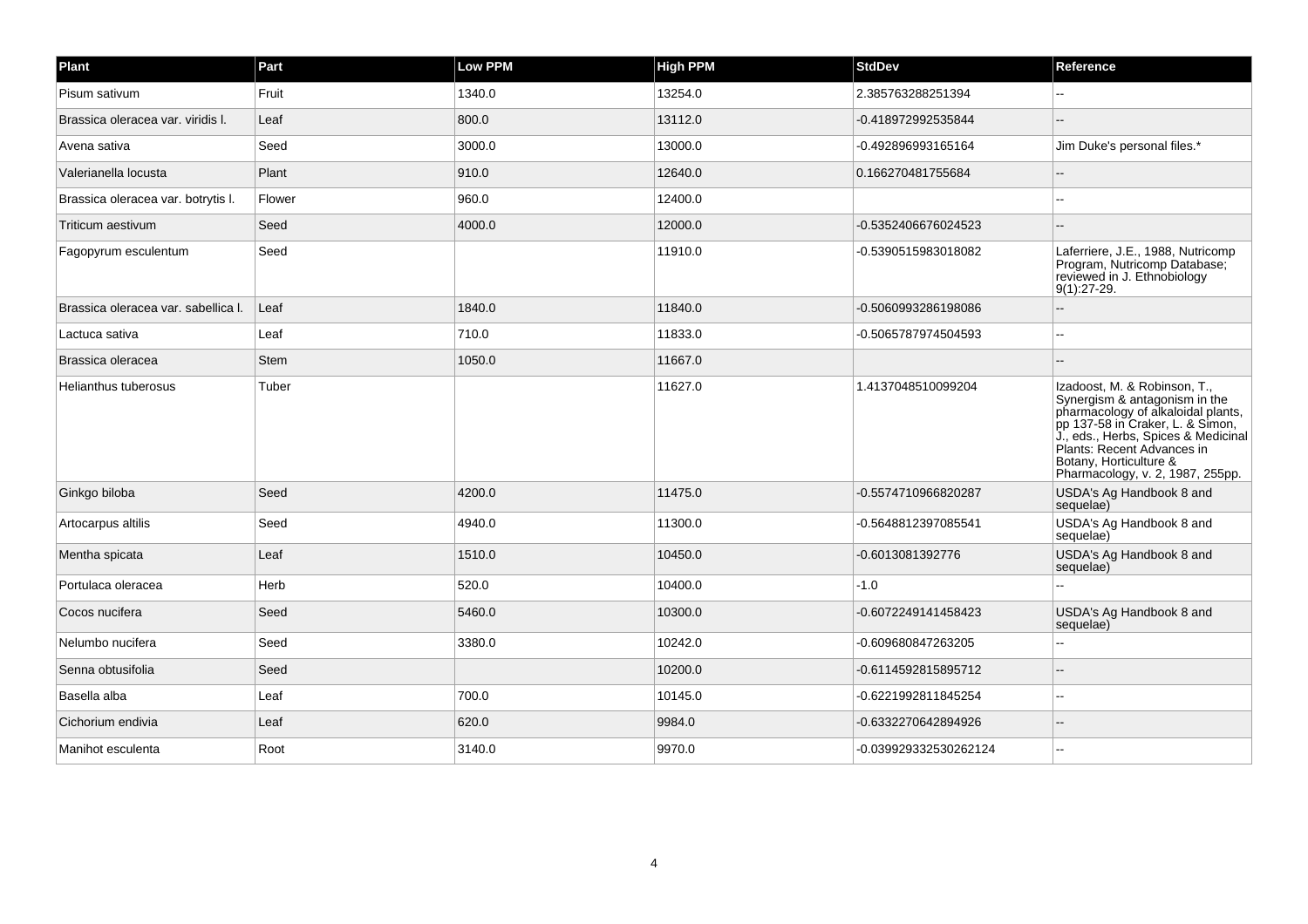| Plant | Part | Low PPM | High PPM | StdDev | Reference |
| --- | --- | --- | --- | --- | --- |
| Pisum sativum | Fruit | 1340.0 | 13254.0 | 2.385763288251394 | -- |
| Brassica oleracea var. viridis l. | Leaf | 800.0 | 13112.0 | -0.418972992535844 | -- |
| Avena sativa | Seed | 3000.0 | 13000.0 | -0.492896993165164 | Jim Duke's personal files.* |
| Valerianella locusta | Plant | 910.0 | 12640.0 | 0.166270481755684 | -- |
| Brassica oleracea var. botrytis l. | Flower | 960.0 | 12400.0 | | -- |
| Triticum aestivum | Seed | 4000.0 | 12000.0 | -0.5352406676024523 | -- |
| Fagopyrum esculentum | Seed | | 11910.0 | -0.5390515983018082 | Laferriere, J.E., 1988, Nutricomp Program, Nutricomp Database; reviewed in J. Ethnobiology 9(1):27-29. |
| Brassica oleracea var. sabellica l. | Leaf | 1840.0 | 11840.0 | -0.5060993286198086 | -- |
| Lactuca sativa | Leaf | 710.0 | 11833.0 | -0.5065787974504593 | -- |
| Brassica oleracea | Stem | 1050.0 | 11667.0 | | -- |
| Helianthus tuberosus | Tuber | | 11627.0 | 1.4137048510099204 | Izadoost, M. & Robinson, T., Synergism & antagonism in the pharmacology of alkaloidal plants, pp 137-58 in Craker, L. & Simon, J., eds., Herbs, Spices & Medicinal Plants: Recent Advances in Botany, Horticulture & Pharmacology, v. 2, 1987, 255pp. |
| Ginkgo biloba | Seed | 4200.0 | 11475.0 | -0.5574710966820287 | USDA's Ag Handbook 8 and sequelae) |
| Artocarpus altilis | Seed | 4940.0 | 11300.0 | -0.5648812397085541 | USDA's Ag Handbook 8 and sequelae) |
| Mentha spicata | Leaf | 1510.0 | 10450.0 | -0.6013081392776 | USDA's Ag Handbook 8 and sequelae) |
| Portulaca oleracea | Herb | 520.0 | 10400.0 | -1.0 | -- |
| Cocos nucifera | Seed | 5460.0 | 10300.0 | -0.6072249141458423 | USDA's Ag Handbook 8 and sequelae) |
| Nelumbo nucifera | Seed | 3380.0 | 10242.0 | -0.609680847263205 | -- |
| Senna obtusifolia | Seed | | 10200.0 | -0.6114592815895712 | -- |
| Basella alba | Leaf | 700.0 | 10145.0 | -0.6221992811845254 | -- |
| Cichorium endivia | Leaf | 620.0 | 9984.0 | -0.6332270642894926 | -- |
| Manihot esculenta | Root | 3140.0 | 9970.0 | -0.039929332530262124 | -- |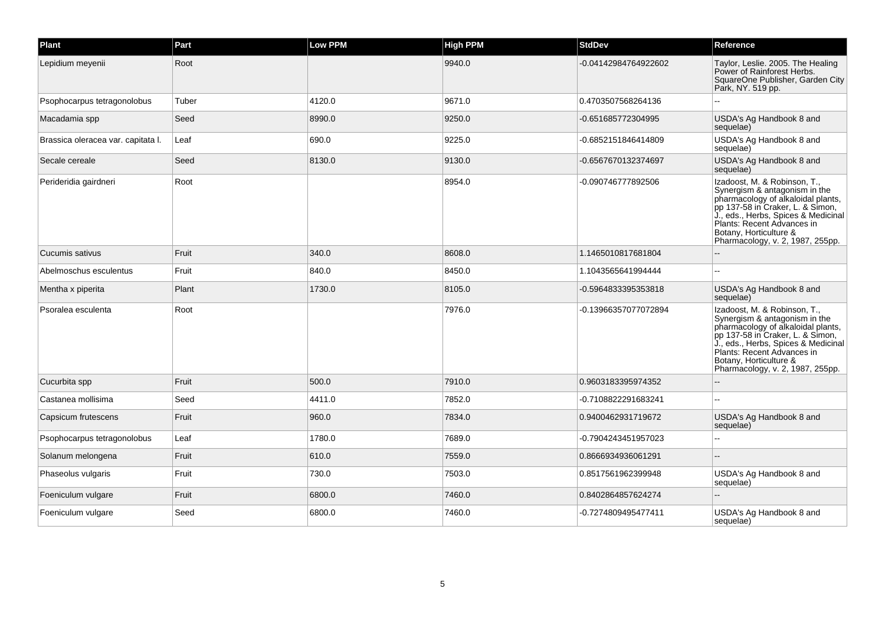| Plant | Part | Low PPM | High PPM | StdDev | Reference |
| --- | --- | --- | --- | --- | --- |
| Lepidium meyenii | Root | | 9940.0 | -0.04142984764922602 | Taylor, Leslie. 2005. The Healing Power of Rainforest Herbs. SquareOne Publisher, Garden City Park, NY. 519 pp. |
| Psophocarpus tetragonolobus | Tuber | 4120.0 | 9671.0 | 0.4703507568264136 | -- |
| Macadamia spp | Seed | 8990.0 | 9250.0 | -0.651685772304995 | USDA's Ag Handbook 8 and sequelae) |
| Brassica oleracea var. capitata l. | Leaf | 690.0 | 9225.0 | -0.6852151846414809 | USDA's Ag Handbook 8 and sequelae) |
| Secale cereale | Seed | 8130.0 | 9130.0 | -0.6567670132374697 | USDA's Ag Handbook 8 and sequelae) |
| Perideridia gairdneri | Root | | 8954.0 | -0.090746777892506 | Izadoost, M. & Robinson, T., Synergism & antagonism in the pharmacology of alkaloidal plants, pp 137-58 in Craker, L. & Simon, J., eds., Herbs, Spices & Medicinal Plants: Recent Advances in Botany, Horticulture & Pharmacology, v. 2, 1987, 255pp. |
| Cucumis sativus | Fruit | 340.0 | 8608.0 | 1.1465010817681804 | -- |
| Abelmoschus esculentus | Fruit | 840.0 | 8450.0 | 1.1043565641994444 | -- |
| Mentha x piperita | Plant | 1730.0 | 8105.0 | -0.5964833395353818 | USDA's Ag Handbook 8 and sequelae) |
| Psoralea esculenta | Root | | 7976.0 | -0.13966357077072894 | Izadoost, M. & Robinson, T., Synergism & antagonism in the pharmacology of alkaloidal plants, pp 137-58 in Craker, L. & Simon, J., eds., Herbs, Spices & Medicinal Plants: Recent Advances in Botany, Horticulture & Pharmacology, v. 2, 1987, 255pp. |
| Cucurbita spp | Fruit | 500.0 | 7910.0 | 0.9603183395974352 | -- |
| Castanea mollisima | Seed | 4411.0 | 7852.0 | -0.7108822291683241 | -- |
| Capsicum frutescens | Fruit | 960.0 | 7834.0 | 0.9400462931719672 | USDA's Ag Handbook 8 and sequelae) |
| Psophocarpus tetragonolobus | Leaf | 1780.0 | 7689.0 | -0.7904243451957023 | -- |
| Solanum melongena | Fruit | 610.0 | 7559.0 | 0.8666934936061291 | -- |
| Phaseolus vulgaris | Fruit | 730.0 | 7503.0 | 0.8517561962399948 | USDA's Ag Handbook 8 and sequelae) |
| Foeniculum vulgare | Fruit | 6800.0 | 7460.0 | 0.8402864857624274 | -- |
| Foeniculum vulgare | Seed | 6800.0 | 7460.0 | -0.7274809495477411 | USDA's Ag Handbook 8 and sequelae) |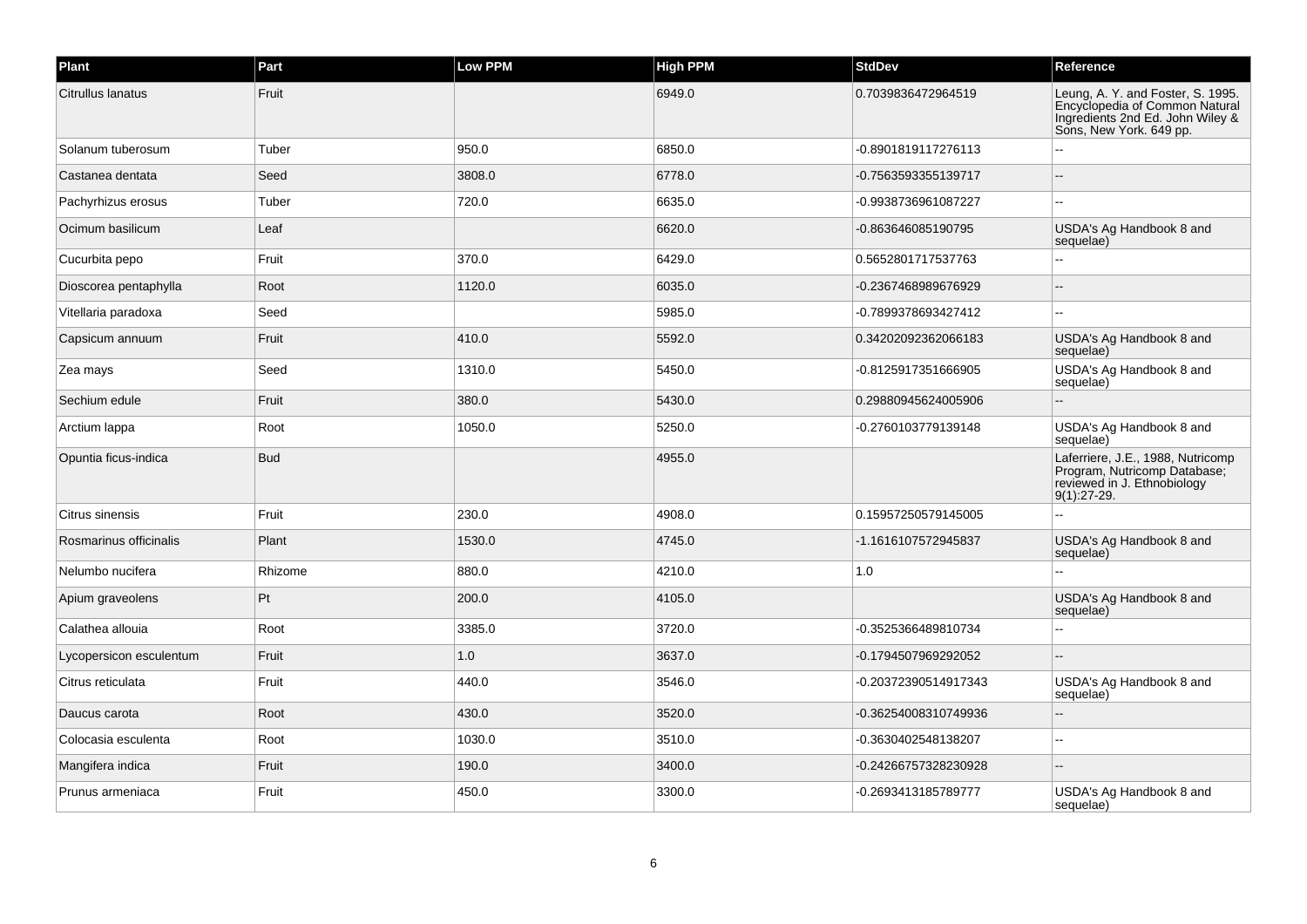| Plant | Part | Low PPM | High PPM | StdDev | Reference |
| --- | --- | --- | --- | --- | --- |
| Citrullus lanatus | Fruit | | 6949.0 | 0.7039836472964519 | Leung, A. Y. and Foster, S. 1995. Encyclopedia of Common Natural Ingredients 2nd Ed. John Wiley & Sons, New York. 649 pp. |
| Solanum tuberosum | Tuber | 950.0 | 6850.0 | -0.8901819117276113 | -- |
| Castanea dentata | Seed | 3808.0 | 6778.0 | -0.7563593355139717 | -- |
| Pachyrhizus erosus | Tuber | 720.0 | 6635.0 | -0.9938736961087227 | -- |
| Ocimum basilicum | Leaf | | 6620.0 | -0.863646085190795 | USDA's Ag Handbook 8 and sequelae) |
| Cucurbita pepo | Fruit | 370.0 | 6429.0 | 0.5652801717537763 | -- |
| Dioscorea pentaphylla | Root | 1120.0 | 6035.0 | -0.2367468989676929 | -- |
| Vitellaria paradoxa | Seed | | 5985.0 | -0.7899378693427412 | -- |
| Capsicum annuum | Fruit | 410.0 | 5592.0 | 0.34202092362066183 | USDA's Ag Handbook 8 and sequelae) |
| Zea mays | Seed | 1310.0 | 5450.0 | -0.8125917351666905 | USDA's Ag Handbook 8 and sequelae) |
| Sechium edule | Fruit | 380.0 | 5430.0 | 0.29880945624005906 | -- |
| Arctium lappa | Root | 1050.0 | 5250.0 | -0.2760103779139148 | USDA's Ag Handbook 8 and sequelae) |
| Opuntia ficus-indica | Bud | | 4955.0 | | Laferriere, J.E., 1988, Nutricomp Program, Nutricomp Database; reviewed in J. Ethnobiology 9(1):27-29. |
| Citrus sinensis | Fruit | 230.0 | 4908.0 | 0.15957250579145005 | -- |
| Rosmarinus officinalis | Plant | 1530.0 | 4745.0 | -1.1616107572945837 | USDA's Ag Handbook 8 and sequelae) |
| Nelumbo nucifera | Rhizome | 880.0 | 4210.0 | 1.0 | -- |
| Apium graveolens | Pt | 200.0 | 4105.0 | | USDA's Ag Handbook 8 and sequelae) |
| Calathea allouia | Root | 3385.0 | 3720.0 | -0.3525366489810734 | -- |
| Lycopersicon esculentum | Fruit | 1.0 | 3637.0 | -0.1794507969292052 | -- |
| Citrus reticulata | Fruit | 440.0 | 3546.0 | -0.20372390514917343 | USDA's Ag Handbook 8 and sequelae) |
| Daucus carota | Root | 430.0 | 3520.0 | -0.36254008310749936 | -- |
| Colocasia esculenta | Root | 1030.0 | 3510.0 | -0.3630402548138207 | -- |
| Mangifera indica | Fruit | 190.0 | 3400.0 | -0.24266757328230928 | -- |
| Prunus armeniaca | Fruit | 450.0 | 3300.0 | -0.2693413185789777 | USDA's Ag Handbook 8 and sequelae) |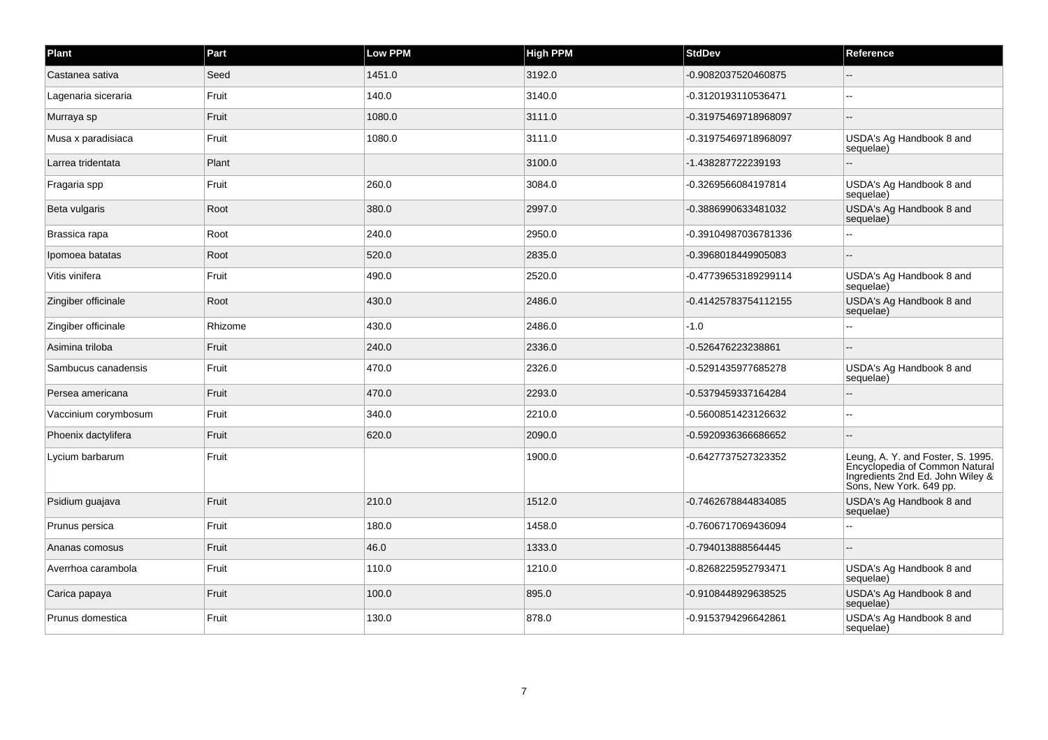| Plant | Part | Low PPM | High PPM | StdDev | Reference |
| --- | --- | --- | --- | --- | --- |
| Castanea sativa | Seed | 1451.0 | 3192.0 | -0.9082037520460875 | -- |
| Lagenaria siceraria | Fruit | 140.0 | 3140.0 | -0.3120193110536471 | -- |
| Murraya sp | Fruit | 1080.0 | 3111.0 | -0.31975469718968097 | -- |
| Musa x paradisiaca | Fruit | 1080.0 | 3111.0 | -0.31975469718968097 | USDA's Ag Handbook 8 and sequelae) |
| Larrea tridentata | Plant | | 3100.0 | -1.438287722239193 | -- |
| Fragaria spp | Fruit | 260.0 | 3084.0 | -0.3269566084197814 | USDA's Ag Handbook 8 and sequelae) |
| Beta vulgaris | Root | 380.0 | 2997.0 | -0.3886990633481032 | USDA's Ag Handbook 8 and sequelae) |
| Brassica rapa | Root | 240.0 | 2950.0 | -0.39104987036781336 | -- |
| Ipomoea batatas | Root | 520.0 | 2835.0 | -0.3968018449905083 | -- |
| Vitis vinifera | Fruit | 490.0 | 2520.0 | -0.47739653189299114 | USDA's Ag Handbook 8 and sequelae) |
| Zingiber officinale | Root | 430.0 | 2486.0 | -0.41425783754112155 | USDA's Ag Handbook 8 and sequelae) |
| Zingiber officinale | Rhizome | 430.0 | 2486.0 | -1.0 | -- |
| Asimina triloba | Fruit | 240.0 | 2336.0 | -0.526476223238861 | -- |
| Sambucus canadensis | Fruit | 470.0 | 2326.0 | -0.5291435977685278 | USDA's Ag Handbook 8 and sequelae) |
| Persea americana | Fruit | 470.0 | 2293.0 | -0.5379459337164284 | -- |
| Vaccinium corymbosum | Fruit | 340.0 | 2210.0 | -0.5600851423126632 | -- |
| Phoenix dactylifera | Fruit | 620.0 | 2090.0 | -0.5920936366686652 | -- |
| Lycium barbarum | Fruit | | 1900.0 | -0.6427737527323352 | Leung, A. Y. and Foster, S. 1995. Encyclopedia of Common Natural Ingredients 2nd Ed. John Wiley & Sons, New York. 649 pp. |
| Psidium guajava | Fruit | 210.0 | 1512.0 | -0.7462678844834085 | USDA's Ag Handbook 8 and sequelae) |
| Prunus persica | Fruit | 180.0 | 1458.0 | -0.7606717069436094 | -- |
| Ananas comosus | Fruit | 46.0 | 1333.0 | -0.794013888564445 | -- |
| Averrhoa carambola | Fruit | 110.0 | 1210.0 | -0.8268225952793471 | USDA's Ag Handbook 8 and sequelae) |
| Carica papaya | Fruit | 100.0 | 895.0 | -0.9108448929638525 | USDA's Ag Handbook 8 and sequelae) |
| Prunus domestica | Fruit | 130.0 | 878.0 | -0.9153794296642861 | USDA's Ag Handbook 8 and sequelae) |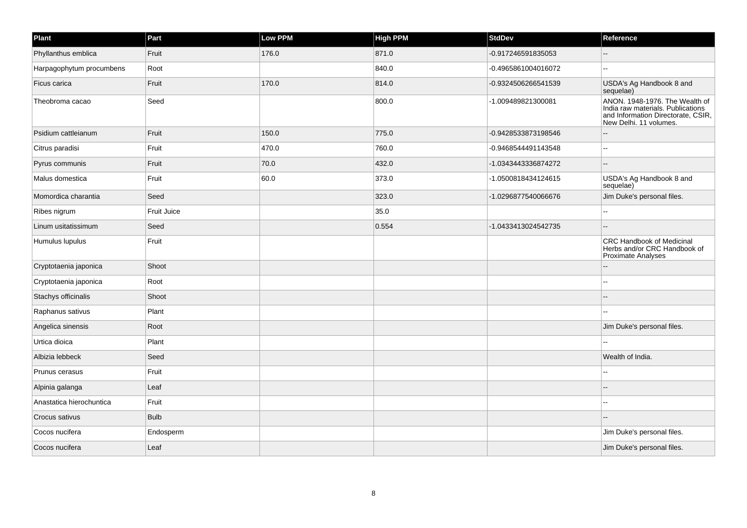| Plant | Part | Low PPM | High PPM | StdDev | Reference |
| --- | --- | --- | --- | --- | --- |
| Phyllanthus emblica | Fruit | 176.0 | 871.0 | -0.917246591835053 | -- |
| Harpagophytum procumbens | Root | | 840.0 | -0.4965861004016072 | -- |
| Ficus carica | Fruit | 170.0 | 814.0 | -0.9324506266541539 | USDA's Ag Handbook 8 and sequelae) |
| Theobroma cacao | Seed | | 800.0 | -1.009489821300081 | ANON. 1948-1976. The Wealth of India raw materials. Publications and Information Directorate, CSIR, New Delhi. 11 volumes. |
| Psidium cattleianum | Fruit | 150.0 | 775.0 | -0.9428533873198546 | -- |
| Citrus paradisi | Fruit | 470.0 | 760.0 | -0.9468544491143548 | -- |
| Pyrus communis | Fruit | 70.0 | 432.0 | -1.0343443336874272 | -- |
| Malus domestica | Fruit | 60.0 | 373.0 | -1.0500818434124615 | USDA's Ag Handbook 8 and sequelae) |
| Momordica charantia | Seed | | 323.0 | -1.0296877540066676 | Jim Duke's personal files. |
| Ribes nigrum | Fruit Juice | | 35.0 | | -- |
| Linum usitatissimum | Seed | | 0.554 | -1.0433413024542735 | -- |
| Humulus lupulus | Fruit | | | | CRC Handbook of Medicinal Herbs and/or CRC Handbook of Proximate Analyses |
| Cryptotaenia japonica | Shoot | | | | -- |
| Cryptotaenia japonica | Root | | | | -- |
| Stachys officinalis | Shoot | | | | -- |
| Raphanus sativus | Plant | | | | -- |
| Angelica sinensis | Root | | | | Jim Duke's personal files. |
| Urtica dioica | Plant | | | | -- |
| Albizia lebbeck | Seed | | | | Wealth of India. |
| Prunus cerasus | Fruit | | | | -- |
| Alpinia galanga | Leaf | | | | -- |
| Anastatica hierochuntica | Fruit | | | | -- |
| Crocus sativus | Bulb | | | | -- |
| Cocos nucifera | Endosperm | | | | Jim Duke's personal files. |
| Cocos nucifera | Leaf | | | | Jim Duke's personal files. |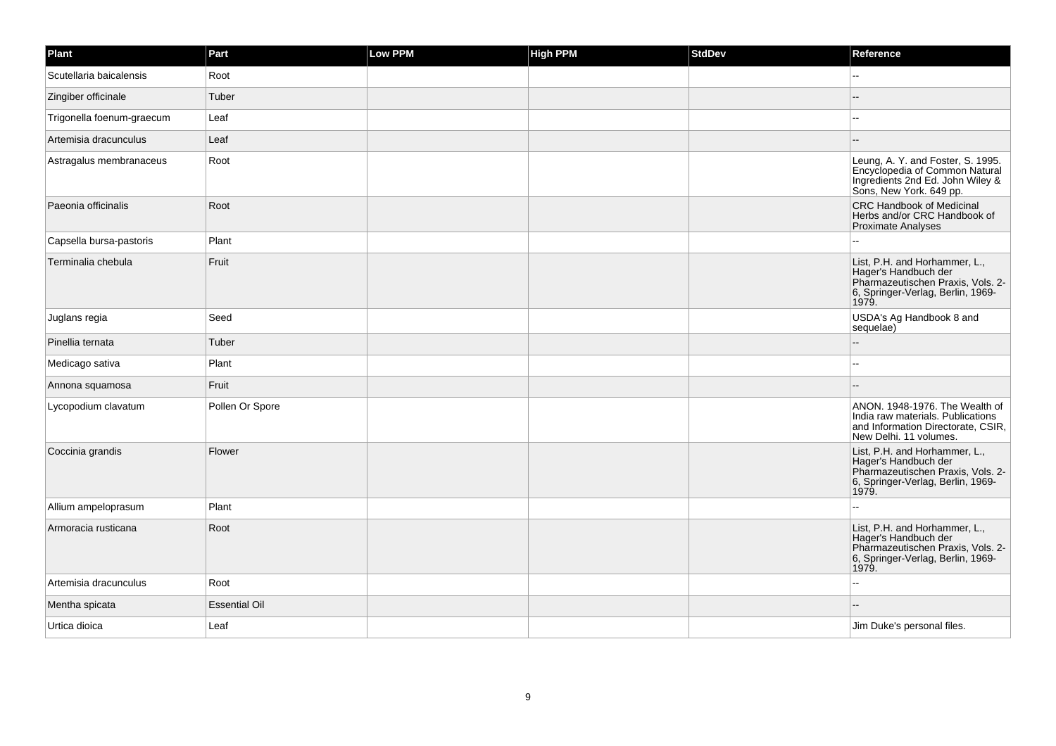| Plant | Part | Low PPM | High PPM | StdDev | Reference |
| --- | --- | --- | --- | --- | --- |
| Scutellaria baicalensis | Root | | | | -- |
| Zingiber officinale | Tuber | | | | -- |
| Trigonella foenum-graecum | Leaf | | | | -- |
| Artemisia dracunculus | Leaf | | | | -- |
| Astragalus membranaceus | Root | | | | Leung, A. Y. and Foster, S. 1995. Encyclopedia of Common Natural Ingredients 2nd Ed. John Wiley & Sons, New York. 649 pp. |
| Paeonia officinalis | Root | | | | CRC Handbook of Medicinal Herbs and/or CRC Handbook of Proximate Analyses |
| Capsella bursa-pastoris | Plant | | | | -- |
| Terminalia chebula | Fruit | | | | List, P.H. and Horhammer, L., Hager's Handbuch der Pharmazeutischen Praxis, Vols. 2-6, Springer-Verlag, Berlin, 1969-1979. |
| Juglans regia | Seed | | | | USDA's Ag Handbook 8 and sequelae) |
| Pinellia ternata | Tuber | | | | -- |
| Medicago sativa | Plant | | | | -- |
| Annona squamosa | Fruit | | | | -- |
| Lycopodium clavatum | Pollen Or Spore | | | | ANON. 1948-1976. The Wealth of India raw materials. Publications and Information Directorate, CSIR, New Delhi. 11 volumes. |
| Coccinia grandis | Flower | | | | List, P.H. and Horhammer, L., Hager's Handbuch der Pharmazeutischen Praxis, Vols. 2-6, Springer-Verlag, Berlin, 1969-1979. |
| Allium ampeloprasum | Plant | | | | -- |
| Armoracia rusticana | Root | | | | List, P.H. and Horhammer, L., Hager's Handbuch der Pharmazeutischen Praxis, Vols. 2-6, Springer-Verlag, Berlin, 1969-1979. |
| Artemisia dracunculus | Root | | | | -- |
| Mentha spicata | Essential Oil | | | | -- |
| Urtica dioica | Leaf | | | | Jim Duke's personal files. |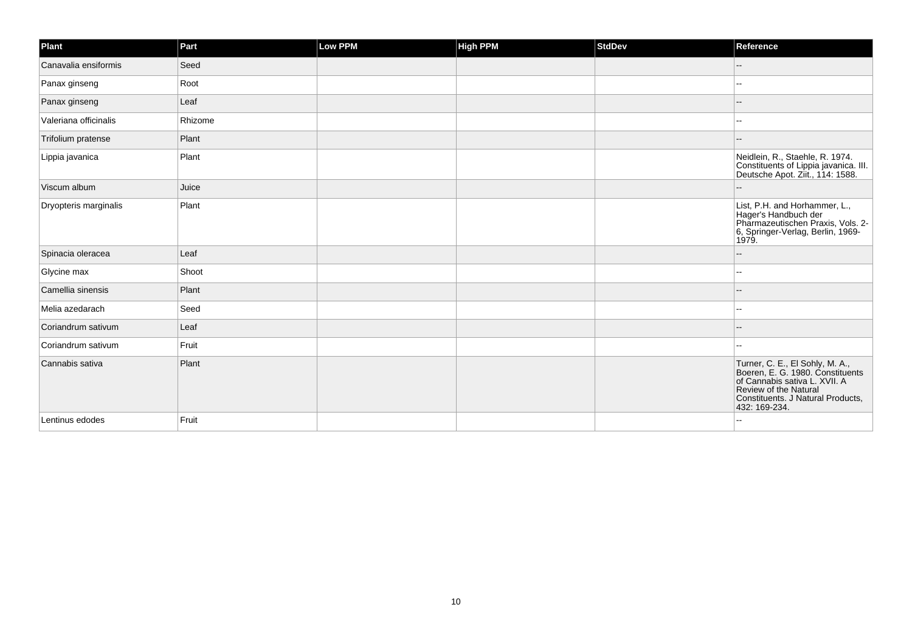| Plant | Part | Low PPM | High PPM | StdDev | Reference |
|---|---|---|---|---|---|
| Canavalia ensiformis | Seed | | | | -- |
| Panax ginseng | Root | | | | -- |
| Panax ginseng | Leaf | | | | -- |
| Valeriana officinalis | Rhizome | | | | -- |
| Trifolium pratense | Plant | | | | -- |
| Lippia javanica | Plant | | | | Neidlein, R., Staehle, R. 1974. Constituents of Lippia javanica. III. Deutsche Apot. Ziit., 114: 1588. |
| Viscum album | Juice | | | | -- |
| Dryopteris marginalis | Plant | | | | List, P.H. and Horhammer, L., Hager's Handbuch der Pharmazeutischen Praxis, Vols. 2-6, Springer-Verlag, Berlin, 1969-1979. |
| Spinacia oleracea | Leaf | | | | -- |
| Glycine max | Shoot | | | | -- |
| Camellia sinensis | Plant | | | | -- |
| Melia azedarach | Seed | | | | -- |
| Coriandrum sativum | Leaf | | | | -- |
| Coriandrum sativum | Fruit | | | | -- |
| Cannabis sativa | Plant | | | | Turner, C. E., El Sohly, M. A., Boeren, E. G. 1980. Constituents of Cannabis sativa L. XVII. A Review of the Natural Constituents. J Natural Products, 432: 169-234. |
| Lentinus edodes | Fruit | | | | -- |